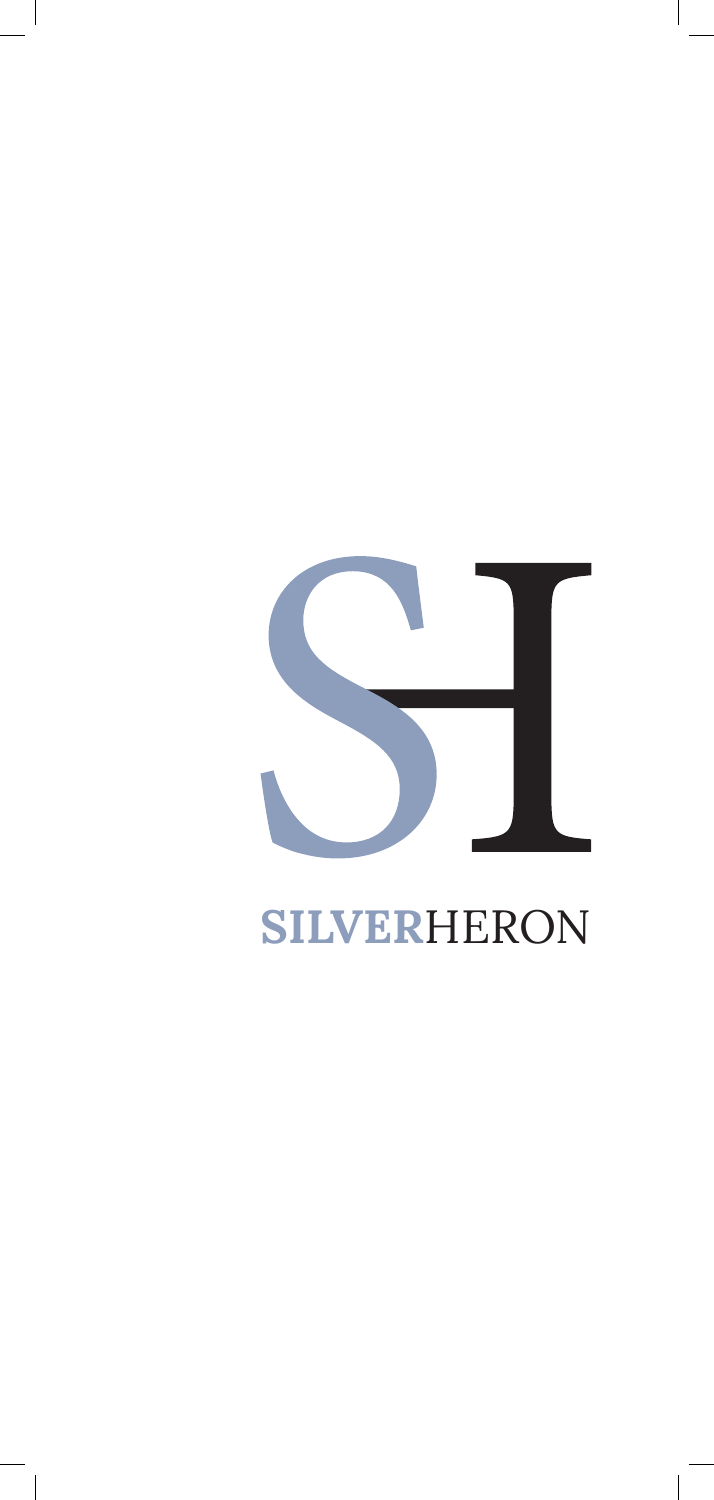SH

**SILVER**HERON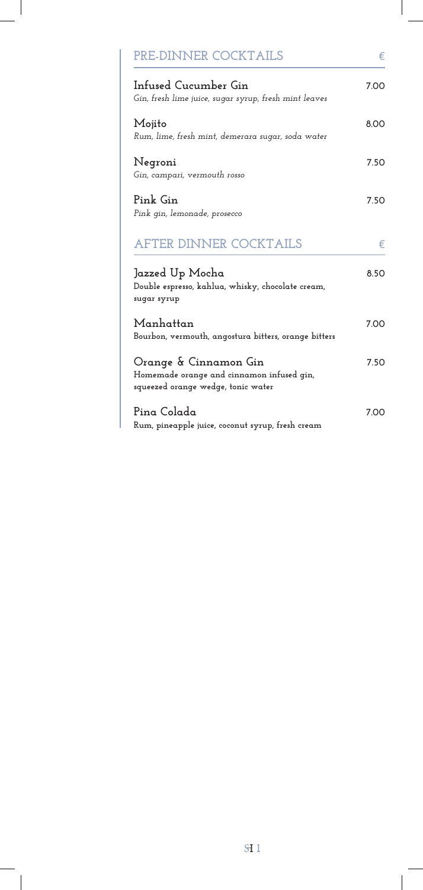## PRE-DINNER COCKTAILS €

**Infused Cucumber Gin** 7.00
*Gin, fresh lime juice, sugar syrup, fresh mint leaves*

**Mojito** 8.00
*Rum, lime, fresh mint, demerara sugar, soda water*

**Negroni** 7.50
*Gin, campari, vermouth rosso*

**Pink Gin** 7.50
*Pink gin, lemonade, prosecco*

## AFTER DINNER COCKTAILS €

**Jazzed Up Mocha** 8.50
Double espresso, kahlua, whisky, chocolate cream, sugar syrup

**Manhattan** 7.00
Bourbon, vermouth, angostura bitters, orange bitters

**Orange & Cinnamon Gin** 7.50
Homemade orange and cinnamon infused gin, squeezed orange wedge, tonic water

**Pina Colada** 7.00
Rum, pineapple juice, coconut syrup, fresh cream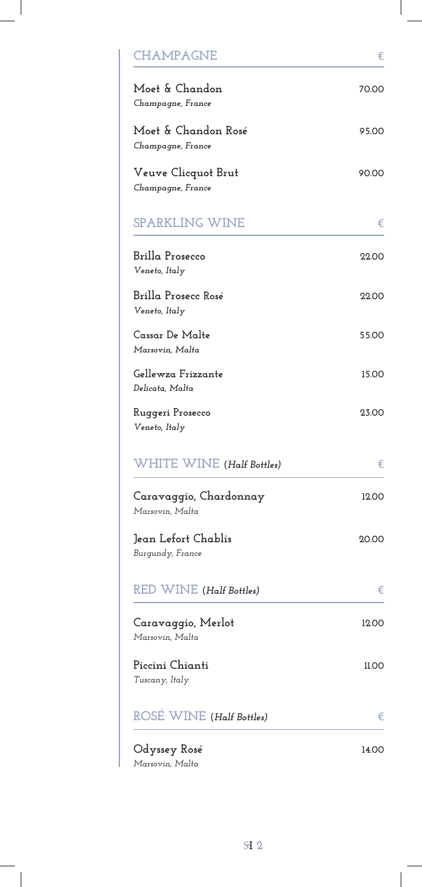## CHAMPAGNE

| | € |
|---|---|
| **Moet & Chandon**<br>*Champagne, France* | 70.00 |
| **Moet & Chandon Rosé**<br>*Champagne, France* | 95.00 |
| **Veuve Clicquot Brut**<br>*Champagne, France* | 90.00 |

## SPARKLING WINE

| | € |
|---|---|
| **Brilla Prosecco**<br>*Veneto, Italy* | 22.00 |
| **Brilla Prosecc Rosé**<br>*Veneto, Italy* | 22.00 |
| **Cassar De Malte**<br>*Marsovin, Malta* | 55.00 |
| **Gellewza Frizzante**<br>*Delicata, Malta* | 15.00 |
| **Ruggeri Prosecco**<br>*Veneto, Italy* | 23.00 |

## WHITE WINE (*Half Bottles*)

| | € |
|---|---|
| **Caravaggio, Chardonnay**<br>*Marsovin, Malta* | 12.00 |
| **Jean Lefort Chablis**<br>*Burgundy, France* | 20.00 |

## RED WINE (*Half Bottles*)

| | € |
|---|---|
| **Caravaggio, Merlot**<br>*Marsovin, Malta* | 12.00 |
| **Piccini Chianti**<br>*Tuscany, Italy* | 11.00 |

## ROSÉ WINE (*Half Bottles*)

| | € |
|---|---|
| **Odyssey Rosé**<br>*Marsovin, Malta* | 14.00 |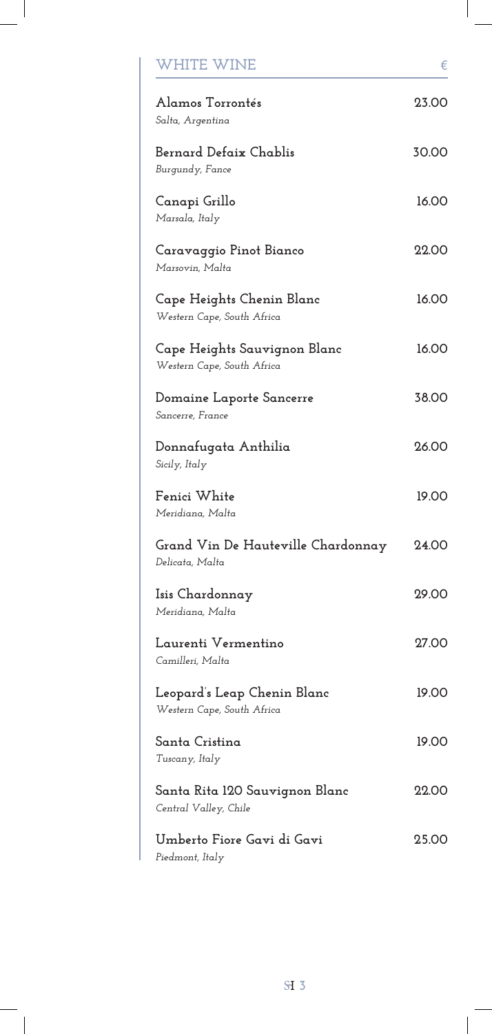| WHITE WINE | € |
|---|---|
| **Alamos Torrontés**<br>*Salta, Argentina* | 23.00 |
| **Bernard Defaix Chablis**<br>*Burgundy, Fance* | 30.00 |
| **Canapi Grillo**<br>*Marsala, Italy* | 16.00 |
| **Caravaggio Pinot Bianco**<br>*Marsovin, Malta* | 22.00 |
| **Cape Heights Chenin Blanc**<br>*Western Cape, South Africa* | 16.00 |
| **Cape Heights Sauvignon Blanc**<br>*Western Cape, South Africa* | 16.00 |
| **Domaine Laporte Sancerre**<br>*Sancerre, France* | 38.00 |
| **Donnafugata Anthilia**<br>*Sicily, Italy* | 26.00 |
| **Fenici White**<br>*Meridiana, Malta* | 19.00 |
| **Grand Vin De Hauteville Chardonnay**<br>*Delicata, Malta* | 24.00 |
| **Isis Chardonnay**<br>*Meridiana, Malta* | 29.00 |
| **Laurenti Vermentino**<br>*Camilleri, Malta* | 27.00 |
| **Leopard's Leap Chenin Blanc**<br>*Western Cape, South Africa* | 19.00 |
| **Santa Cristina**<br>*Tuscany, Italy* | 19.00 |
| **Santa Rita 120 Sauvignon Blanc**<br>*Central Valley, Chile* | 22.00 |
| **Umberto Fiore Gavi di Gavi**<br>*Piedmont, Italy* | 25.00 |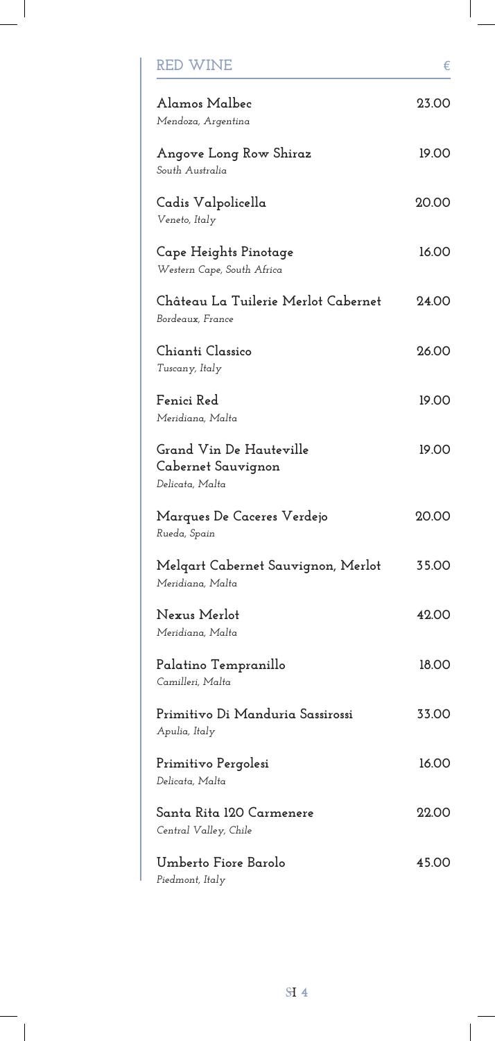| RED WINE | € |
| --- | --- |
| **Alamos Malbec**<br>*Mendoza, Argentina* | 23.00 |
| **Angove Long Row Shiraz**<br>*South Australia* | 19.00 |
| **Cadis Valpolicella**<br>*Veneto, Italy* | 20.00 |
| **Cape Heights Pinotage**<br>*Western Cape, South Africa* | 16.00 |
| **Château La Tuilerie Merlot Cabernet**<br>*Bordeaux, France* | 24.00 |
| **Chianti Classico**<br>*Tuscany, Italy* | 26.00 |
| **Fenici Red**<br>*Meridiana, Malta* | 19.00 |
| **Grand Vin De Hauteville Cabernet Sauvignon**<br>*Delicata, Malta* | 19.00 |
| **Marques De Caceres Verdejo**<br>*Rueda, Spain* | 20.00 |
| **Melqart Cabernet Sauvignon, Merlot**<br>*Meridiana, Malta* | 35.00 |
| **Nexus Merlot**<br>*Meridiana, Malta* | 42.00 |
| **Palatino Tempranillo**<br>*Camilleri, Malta* | 18.00 |
| **Primitivo Di Manduria Sassirossi**<br>*Apulia, Italy* | 33.00 |
| **Primitivo Pergolesi**<br>*Delicata, Malta* | 16.00 |
| **Santa Rita 120 Carmenere**<br>*Central Valley, Chile* | 22.00 |
| **Umberto Fiore Barolo**<br>*Piedmont, Italy* | 45.00 |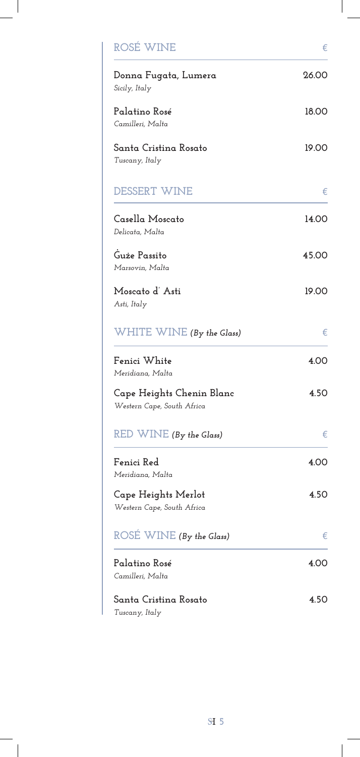## ROSÉ WINE

| | € |
|---|---|
| **Donna Fugata, Lumera**<br>*Sicily, Italy* | 26.00 |
| **Palatino Rosé**<br>*Camilleri, Malta* | 18.00 |
| **Santa Cristina Rosato**<br>*Tuscany, Italy* | 19.00 |

## DESSERT WINE

| | € |
|---|---|
| **Casella Moscato**<br>*Delicata, Malta* | 14.00 |
| **Ġuże Passito**<br>*Marsovin, Malta* | 45.00 |
| **Moscato d' Asti**<br>*Asti, Italy* | 19.00 |

## WHITE WINE *(By the Glass)*

| | € |
|---|---|
| **Fenici White**<br>*Meridiana, Malta* | 4.00 |
| **Cape Heights Chenin Blanc**<br>*Western Cape, South Africa* | 4.50 |

## RED WINE *(By the Glass)*

| | € |
|---|---|
| **Fenici Red**<br>*Meridiana, Malta* | 4.00 |
| **Cape Heights Merlot**<br>*Western Cape, South Africa* | 4.50 |

## ROSÉ WINE *(By the Glass)*

| | € |
|---|---|
| **Palatino Rosé**<br>*Camilleri, Malta* | 4.00 |
| **Santa Cristina Rosato**<br>*Tuscany, Italy* | 4.50 |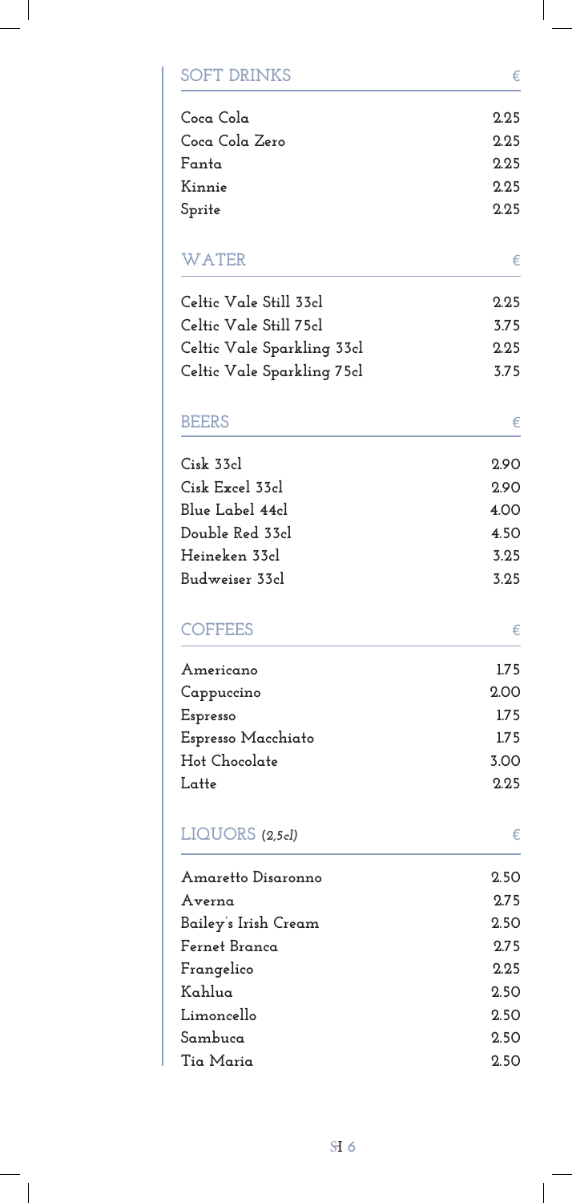| SOFT DRINKS | € |
| --- | --- |
| Coca Cola | 2.25 |
| Coca Cola Zero | 2.25 |
| Fanta | 2.25 |
| Kinnie | 2.25 |
| Sprite | 2.25 |

| WATER | € |
| --- | --- |
| Celtic Vale Still 33cl | 2.25 |
| Celtic Vale Still 75cl | 3.75 |
| Celtic Vale Sparkling 33cl | 2.25 |
| Celtic Vale Sparkling 75cl | 3.75 |

| BEERS | € |
| --- | --- |
| Cisk 33cl | 2.90 |
| Cisk Excel 33cl | 2.90 |
| Blue Label 44cl | 4.00 |
| Double Red 33cl | 4.50 |
| Heineken 33cl | 3.25 |
| Budweiser 33cl | 3.25 |

| COFFEES | € |
| --- | --- |
| Americano | 1.75 |
| Cappuccino | 2.00 |
| Espresso | 1.75 |
| Espresso Macchiato | 1.75 |
| Hot Chocolate | 3.00 |
| Latte | 2.25 |

| LIQUORS *(2,5cl)* | € |
| --- | --- |
| Amaretto Disaronno | 2.50 |
| Averna | 2.75 |
| Bailey's Irish Cream | 2.50 |
| Fernet Branca | 2.75 |
| Frangelico | 2.25 |
| Kahlua | 2.50 |
| Limoncello | 2.50 |
| Sambuca | 2.50 |
| Tia Maria | 2.50 |